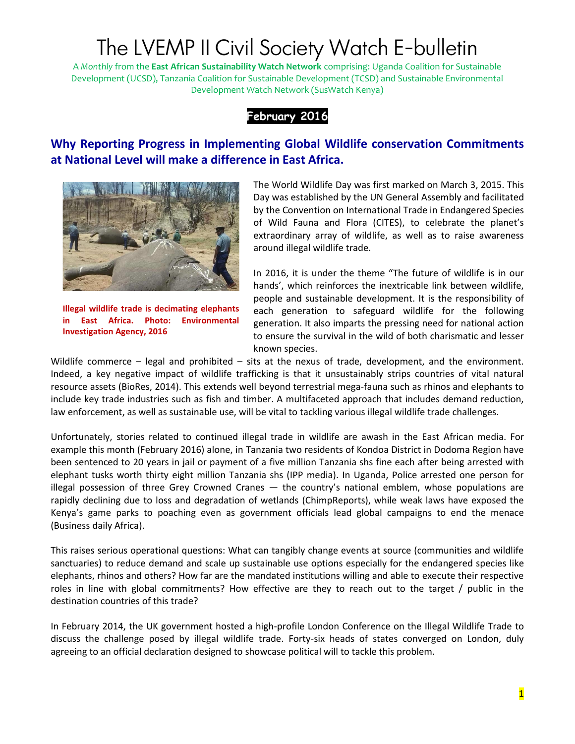# The LVEMP II Civil Society Watch E-bulletin

A *Monthly* from the **East African Sustainability Watch Network** comprising: Uganda Coalition for Sustainable Development (UCSD), Tanzania Coalition for Sustainable Development (TCSD) and Sustainable Environmental Development Watch Network (SusWatch Kenya)

**February 2016**

## Why Reporting Progress in Implementing Global Wildlife conservation Commitments at National Level will make a difference in East Africa.

**Illegal wildlife trade is decimating elephants in East Africa. Photo: Environmental Investigation Agency, 2016**

The World Wildlife Day was first marked on March 3, 2015. This Day was established by the UN General Assembly and facilitated by the Convention on International Trade in Endangered Species of Wild Fauna and Flora (CITES), to celebrate the planet's extraordinary array of wildlife, as well as to raise awareness around illegal wildlife trade.

In 2016, it is under the theme "The future of wildlife is in our hands', which reinforces the inextricable link between wildlife, people and sustainable development. It is the responsibility of each generation to safeguard wildlife for the following generation. It also imparts the pressing need for national action to ensure the survival in the wild of both charismatic and lesser known species.

Wildlife commerce – legal and prohibited – sits at the nexus of trade, development, and the environment. Indeed, a key negative impact of wildlife trafficking is that it unsustainably strips countries of vital natural resource assets (BioRes, 2014). This extends well beyond terrestrial mega-fauna such as rhinos and elephants to include key trade industries such as fish and timber. A multifaceted approach that includes demand reduction, law enforcement, as well as sustainable use, will be vital to tackling various illegal wildlife trade challenges.

Unfortunately, stories related to continued illegal trade in wildlife are awash in the East African media. For example this month (February 2016) alone, in Tanzania two residents of Kondoa District in Dodoma Region have been sentenced to 20 years in jail or payment of a five million Tanzania shs fine each after being arrested with elephant tusks worth thirty eight million Tanzania shs (IPP media). In Uganda, Police arrested one person for illegal possession of three Grey Crowned Cranes — the country's national emblem, whose populations are rapidly declining due to loss and degradation of wetlands (ChimpReports), while weak laws have exposed the Kenya's game parks to poaching even as government officials lead global campaigns to end the menace (Business daily Africa).

This raises serious operational questions: What can tangibly change events at source (communities and wildlife sanctuaries) to reduce demand and scale up sustainable use options especially for the endangered species like elephants, rhinos and others? How far are the mandated institutions willing and able to execute their respective roles in line with global commitments? How effective are they to reach out to the target / public in the destination countries of this trade?

In February 2014, the UK government hosted a high-profile London Conference on the Illegal Wildlife Trade to discuss the challenge posed by illegal wildlife trade. Forty-six heads of states converged on London, duly agreeing to an official declaration designed to showcase political will to tackle this problem.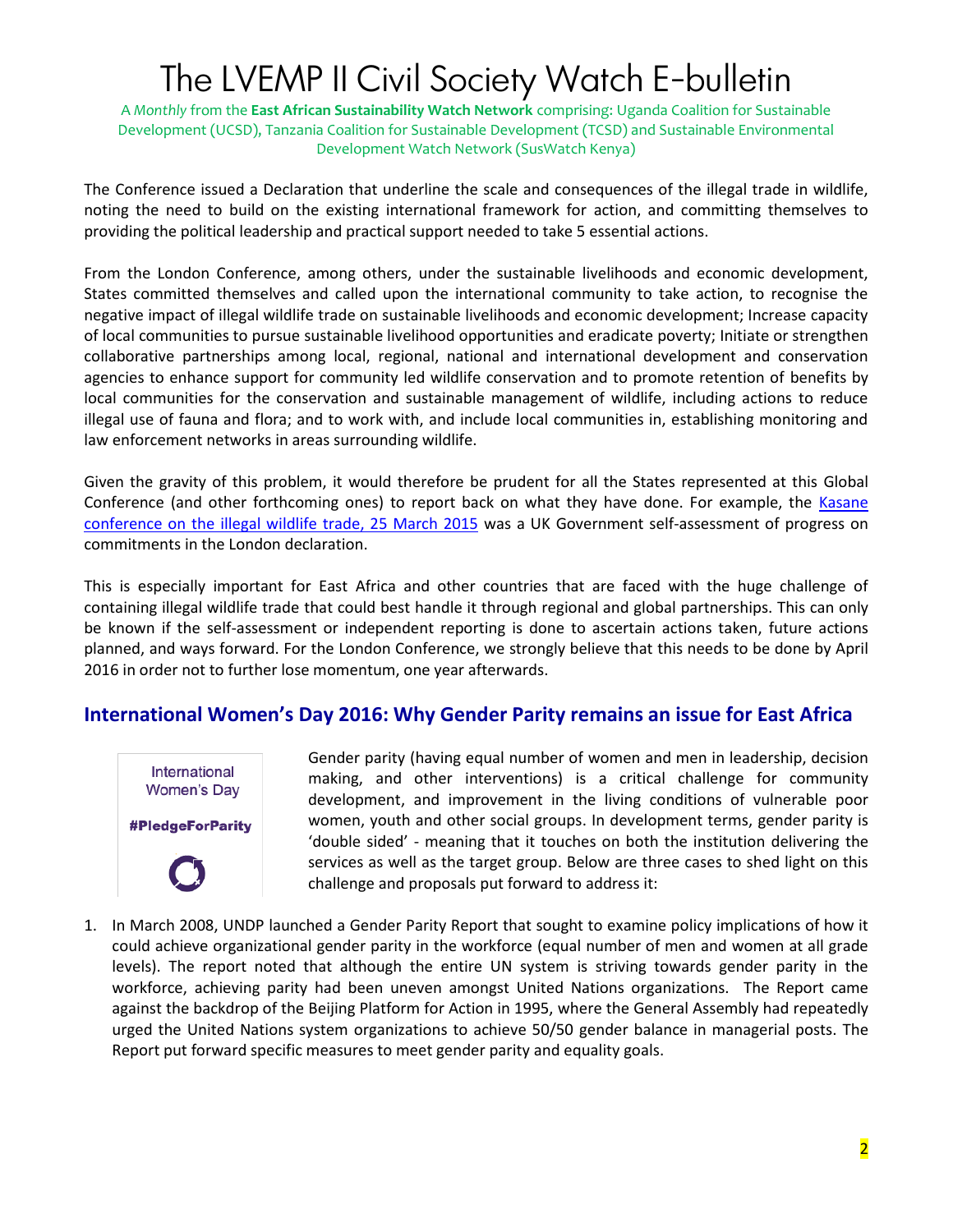The Conference issued a Declaration that underline the scale and consequences of the illegal trade in wildlife, noting the need to build on the existing international framework for action, and committing themselves to providing the political leadership and practical support needed to take 5 essential actions.

From the London Conference, among others, under the sustainable livelihoods and economic development, States committed themselves and called upon the international community to take action, to recognise the negative impact of illegal wildlife trade on sustainable livelihoods and economic development; Increase capacity of local communities to pursue sustainable livelihood opportunities and eradicate poverty; Initiate or strengthen collaborative partnerships among local, regional, national and international development and conservation agencies to enhance support for community led wildlife conservation and to promote retention of benefits by local communities for the conservation and sustainable management of wildlife, including actions to reduce illegal use of fauna and flora; and to work with, and include local communities in, establishing monitoring and law enforcement networks in areas surrounding wildlife.

Given the gravity of this problem, it would therefore be prudent for all the States represented at this Global Conference (and other forthcoming ones) to report back on what they have done. For example, the Kasane conference on the illegal wildlife trade, 25 March 2015 was a UK Government self-assessment of progress on commitments in the London declaration.

This is especially important for East Africa and other countries that are faced with the huge challenge of containing illegal wildlife trade that could best handle it through regional and global partnerships. This can only be known if the self-assessment or independent reporting is done to ascertain actions taken, future actions planned, and ways forward. For the London Conference, we strongly believe that this needs to be done by April 2016 in order not to further lose momentum, one year afterwards.

## International Women's Day 2016: Why Gender Parity remains an issue for East Africa

International Women's Day

#PledgeForParity

Gender parity (having equal number of women and men in leadership, decision making, and other interventions) is a critical challenge for community development, and improvement in the living conditions of vulnerable poor women, youth and other social groups. In development terms, gender parity is 'double sided' - meaning that it touches on both the institution delivering the services as well as the target group. Below are three cases to shed light on this challenge and proposals put forward to address it:

1. In March 2008, UNDP launched a Gender Parity Report that sought to examine policy implications of how it could achieve organizational gender parity in the workforce (equal number of men and women at all grade levels). The report noted that although the entire UN system is striving towards gender parity in the workforce, achieving parity had been uneven amongst United Nations organizations. The Report came against the backdrop of the Beijing Platform for Action in 1995, where the General Assembly had repeatedly urged the United Nations system organizations to achieve 50/50 gender balance in managerial posts. The Report put forward specific measures to meet gender parity and equality goals.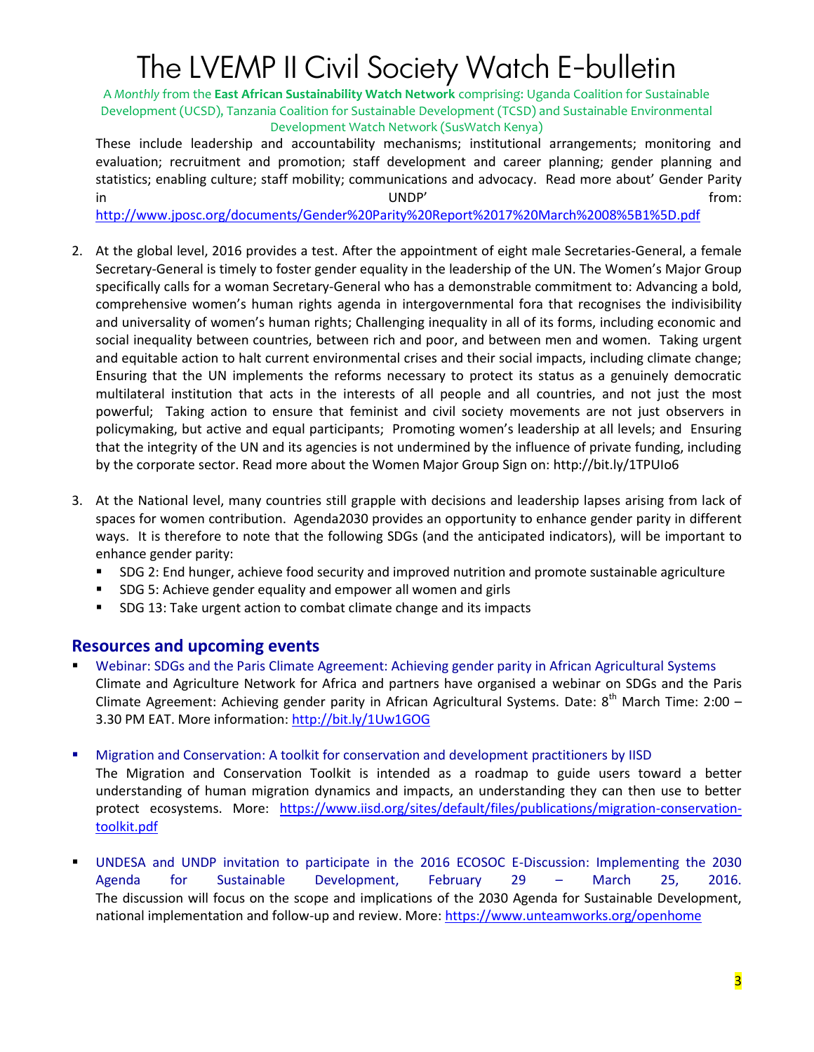These include leadership and accountability mechanisms; institutional arrangements; monitoring and evaluation; recruitment and promotion; staff development and career planning; gender planning and statistics; enabling culture; staff mobility; communications and advocacy. Read more about' Gender Parity in UNDP' from: http://www.jposc.org/documents/Gender%20Parity%20Report%2017%20March%2008%5B1%5D.pdf

2. At the global level, 2016 provides a test. After the appointment of eight male Secretaries-General, a female Secretary-General is timely to foster gender equality in the leadership of the UN. The Women's Major Group specifically calls for a woman Secretary-General who has a demonstrable commitment to: Advancing a bold, comprehensive women's human rights agenda in intergovernmental fora that recognises the indivisibility and universality of women's human rights; Challenging inequality in all of its forms, including economic and social inequality between countries, between rich and poor, and between men and women. Taking urgent and equitable action to halt current environmental crises and their social impacts, including climate change; Ensuring that the UN implements the reforms necessary to protect its status as a genuinely democratic multilateral institution that acts in the interests of all people and all countries, and not just the most powerful; Taking action to ensure that feminist and civil society movements are not just observers in policymaking, but active and equal participants; Promoting women's leadership at all levels; and Ensuring that the integrity of the UN and its agencies is not undermined by the influence of private funding, including by the corporate sector. Read more about the Women Major Group Sign on: http://bit.ly/1TPUIo6

3. At the National level, many countries still grapple with decisions and leadership lapses arising from lack of spaces for women contribution. Agenda2030 provides an opportunity to enhance gender parity in different ways. It is therefore to note that the following SDGs (and the anticipated indicators), will be important to enhance gender parity:
   - SDG 2: End hunger, achieve food security and improved nutrition and promote sustainable agriculture
   - SDG 5: Achieve gender equality and empower all women and girls
   - SDG 13: Take urgent action to combat climate change and its impacts

## Resources and upcoming events

- Webinar: SDGs and the Paris Climate Agreement: Achieving gender parity in African Agricultural Systems
  Climate and Agriculture Network for Africa and partners have organised a webinar on SDGs and the Paris Climate Agreement: Achieving gender parity in African Agricultural Systems. Date: 8th March Time: 2:00 – 3.30 PM EAT. More information: http://bit.ly/1Uw1GOG

- Migration and Conservation: A toolkit for conservation and development practitioners by IISD
  The Migration and Conservation Toolkit is intended as a roadmap to guide users toward a better understanding of human migration dynamics and impacts, an understanding they can then use to better protect ecosystems. More: https://www.iisd.org/sites/default/files/publications/migration-conservation-toolkit.pdf

- UNDESA and UNDP invitation to participate in the 2016 ECOSOC E-Discussion: Implementing the 2030 Agenda for Sustainable Development, February 29 – March 25, 2016.
  The discussion will focus on the scope and implications of the 2030 Agenda for Sustainable Development, national implementation and follow-up and review. More: https://www.unteamworks.org/openhome